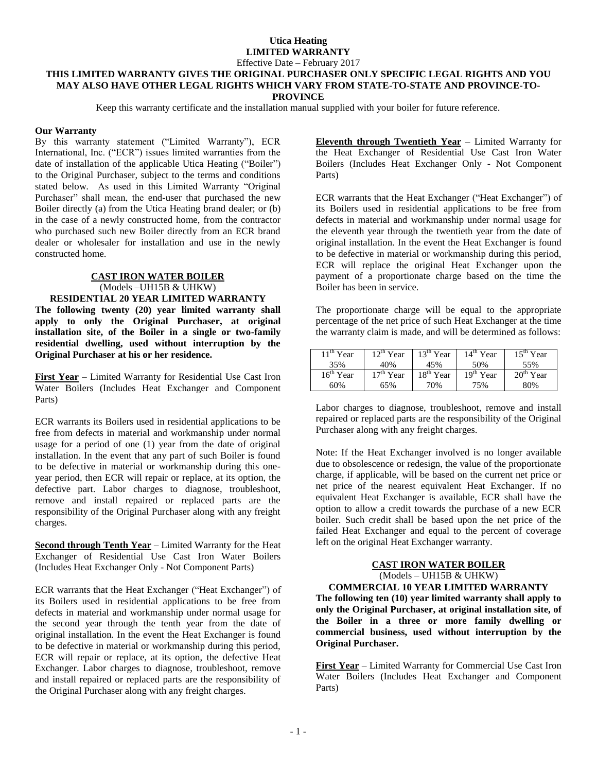# Utica Heating

## LIMITED WARRANTY

Effective Date – February 2017

**THIS LIMITED WARRANTY GIVES THE ORIGINAL PURCHASER ONLY SPECIFIC LEGAL RIGHTS AND YOU MAY ALSO HAVE OTHER LEGAL RIGHTS WHICH VARY FROM STATE-TO-STATE AND PROVINCE-TO-PROVINCE**

Keep this warranty certificate and the installation manual supplied with your boiler for future reference.

### Our Warranty

By this warranty statement ("Limited Warranty"), ECR International, Inc. ("ECR") issues limited warranties from the date of installation of the applicable Utica Heating ("Boiler") to the Original Purchaser, subject to the terms and conditions stated below. As used in this Limited Warranty "Original Purchaser" shall mean, the end-user that purchased the new Boiler directly (a) from the Utica Heating brand dealer; or (b) in the case of a newly constructed home, from the contractor who purchased such new Boiler directly from an ECR brand dealer or wholesaler for installation and use in the newly constructed home.

## CAST IRON WATER BOILER

(Models –UH15B & UHKW)

### RESIDENTIAL 20 YEAR LIMITED WARRANTY

**The following twenty (20) year limited warranty shall apply to only the Original Purchaser, at original installation site, of the Boiler in a single or two-family residential dwelling, used without interruption by the Original Purchaser at his or her residence.**

**First Year** – Limited Warranty for Residential Use Cast Iron Water Boilers (Includes Heat Exchanger and Component Parts)

ECR warrants its Boilers used in residential applications to be free from defects in material and workmanship under normal usage for a period of one (1) year from the date of original installation. In the event that any part of such Boiler is found to be defective in material or workmanship during this one-year period, then ECR will repair or replace, at its option, the defective part. Labor charges to diagnose, troubleshoot, remove and install repaired or replaced parts are the responsibility of the Original Purchaser along with any freight charges.

**Second through Tenth Year** – Limited Warranty for the Heat Exchanger of Residential Use Cast Iron Water Boilers (Includes Heat Exchanger Only - Not Component Parts)

ECR warrants that the Heat Exchanger ("Heat Exchanger") of its Boilers used in residential applications to be free from defects in material and workmanship under normal usage for the second year through the tenth year from the date of original installation. In the event the Heat Exchanger is found to be defective in material or workmanship during this period, ECR will repair or replace, at its option, the defective Heat Exchanger. Labor charges to diagnose, troubleshoot, remove and install repaired or replaced parts are the responsibility of the Original Purchaser along with any freight charges.

**Eleventh through Twentieth Year** – Limited Warranty for the Heat Exchanger of Residential Use Cast Iron Water Boilers (Includes Heat Exchanger Only - Not Component Parts)

ECR warrants that the Heat Exchanger ("Heat Exchanger") of its Boilers used in residential applications to be free from defects in material and workmanship under normal usage for the eleventh year through the twentieth year from the date of original installation. In the event the Heat Exchanger is found to be defective in material or workmanship during this period, ECR will replace the original Heat Exchanger upon the payment of a proportionate charge based on the time the Boiler has been in service.

The proportionate charge will be equal to the appropriate percentage of the net price of such Heat Exchanger at the time the warranty claim is made, and will be determined as follows:

| 11th Year | 12th Year | 13th Year | 14th Year | 15th Year |
|---|---|---|---|---|
| 35% | 40% | 45% | 50% | 55% |
| 16th Year | 17th Year | 18th Year | 19th Year | 20th Year |
| 60% | 65% | 70% | 75% | 80% |

Labor charges to diagnose, troubleshoot, remove and install repaired or replaced parts are the responsibility of the Original Purchaser along with any freight charges.

Note: If the Heat Exchanger involved is no longer available due to obsolescence or redesign, the value of the proportionate charge, if applicable, will be based on the current net price or net price of the nearest equivalent Heat Exchanger. If no equivalent Heat Exchanger is available, ECR shall have the option to allow a credit towards the purchase of a new ECR boiler. Such credit shall be based upon the net price of the failed Heat Exchanger and equal to the percent of coverage left on the original Heat Exchanger warranty.

## CAST IRON WATER BOILER

(Models – UH15B & UHKW)

### COMMERCIAL 10 YEAR LIMITED WARRANTY

**The following ten (10) year limited warranty shall apply to only the Original Purchaser, at original installation site, of the Boiler in a three or more family dwelling or commercial business, used without interruption by the Original Purchaser.**

**First Year** – Limited Warranty for Commercial Use Cast Iron Water Boilers (Includes Heat Exchanger and Component Parts)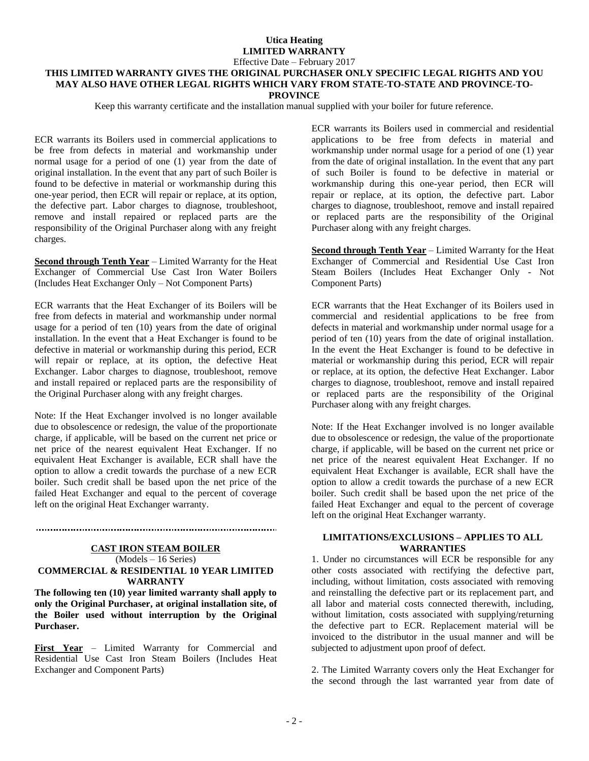**Utica Heating**
**LIMITED WARRANTY**
Effective Date – February 2017

**THIS LIMITED WARRANTY GIVES THE ORIGINAL PURCHASER ONLY SPECIFIC LEGAL RIGHTS AND YOU MAY ALSO HAVE OTHER LEGAL RIGHTS WHICH VARY FROM STATE-TO-STATE AND PROVINCE-TO-PROVINCE**

Keep this warranty certificate and the installation manual supplied with your boiler for future reference.

ECR warrants its Boilers used in commercial applications to be free from defects in material and workmanship under normal usage for a period of one (1) year from the date of original installation. In the event that any part of such Boiler is found to be defective in material or workmanship during this one-year period, then ECR will repair or replace, at its option, the defective part. Labor charges to diagnose, troubleshoot, remove and install repaired or replaced parts are the responsibility of the Original Purchaser along with any freight charges.

**Second through Tenth Year** – Limited Warranty for the Heat Exchanger of Commercial Use Cast Iron Water Boilers (Includes Heat Exchanger Only – Not Component Parts)

ECR warrants that the Heat Exchanger of its Boilers will be free from defects in material and workmanship under normal usage for a period of ten (10) years from the date of original installation. In the event that a Heat Exchanger is found to be defective in material or workmanship during this period, ECR will repair or replace, at its option, the defective Heat Exchanger. Labor charges to diagnose, troubleshoot, remove and install repaired or replaced parts are the responsibility of the Original Purchaser along with any freight charges.

Note: If the Heat Exchanger involved is no longer available due to obsolescence or redesign, the value of the proportionate charge, if applicable, will be based on the current net price or net price of the nearest equivalent Heat Exchanger. If no equivalent Heat Exchanger is available, ECR shall have the option to allow a credit towards the purchase of a new ECR boiler. Such credit shall be based upon the net price of the failed Heat Exchanger and equal to the percent of coverage left on the original Heat Exchanger warranty.

---

## CAST IRON STEAM BOILER

(Models – 16 Series)

**COMMERCIAL & RESIDENTIAL 10 YEAR LIMITED WARRANTY**

**The following ten (10) year limited warranty shall apply to only the Original Purchaser, at original installation site, of the Boiler used without interruption by the Original Purchaser.**

**First Year** – Limited Warranty for Commercial and Residential Use Cast Iron Steam Boilers (Includes Heat Exchanger and Component Parts)

ECR warrants its Boilers used in commercial and residential applications to be free from defects in material and workmanship under normal usage for a period of one (1) year from the date of original installation. In the event that any part of such Boiler is found to be defective in material or workmanship during this one-year period, then ECR will repair or replace, at its option, the defective part. Labor charges to diagnose, troubleshoot, remove and install repaired or replaced parts are the responsibility of the Original Purchaser along with any freight charges.

**Second through Tenth Year** – Limited Warranty for the Heat Exchanger of Commercial and Residential Use Cast Iron Steam Boilers (Includes Heat Exchanger Only - Not Component Parts)

ECR warrants that the Heat Exchanger of its Boilers used in commercial and residential applications to be free from defects in material and workmanship under normal usage for a period of ten (10) years from the date of original installation. In the event the Heat Exchanger is found to be defective in material or workmanship during this period, ECR will repair or replace, at its option, the defective Heat Exchanger. Labor charges to diagnose, troubleshoot, remove and install repaired or replaced parts are the responsibility of the Original Purchaser along with any freight charges.

Note: If the Heat Exchanger involved is no longer available due to obsolescence or redesign, the value of the proportionate charge, if applicable, will be based on the current net price or net price of the nearest equivalent Heat Exchanger. If no equivalent Heat Exchanger is available, ECR shall have the option to allow a credit towards the purchase of a new ECR boiler. Such credit shall be based upon the net price of the failed Heat Exchanger and equal to the percent of coverage left on the original Heat Exchanger warranty.

### LIMITATIONS/EXCLUSIONS – APPLIES TO ALL WARRANTIES

1. Under no circumstances will ECR be responsible for any other costs associated with rectifying the defective part, including, without limitation, costs associated with removing and reinstalling the defective part or its replacement part, and all labor and material costs connected therewith, including, without limitation, costs associated with supplying/returning the defective part to ECR. Replacement material will be invoiced to the distributor in the usual manner and will be subjected to adjustment upon proof of defect.

2. The Limited Warranty covers only the Heat Exchanger for the second through the last warranted year from date of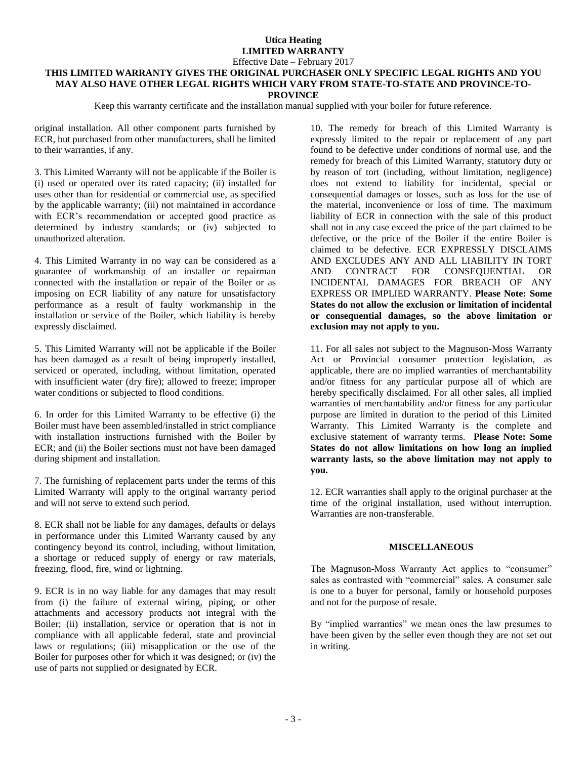**Utica Heating**
**LIMITED WARRANTY**
Effective Date – February 2017

**THIS LIMITED WARRANTY GIVES THE ORIGINAL PURCHASER ONLY SPECIFIC LEGAL RIGHTS AND YOU MAY ALSO HAVE OTHER LEGAL RIGHTS WHICH VARY FROM STATE-TO-STATE AND PROVINCE-TO-PROVINCE**

Keep this warranty certificate and the installation manual supplied with your boiler for future reference.

original installation. All other component parts furnished by ECR, but purchased from other manufacturers, shall be limited to their warranties, if any.

3. This Limited Warranty will not be applicable if the Boiler is (i) used or operated over its rated capacity; (ii) installed for uses other than for residential or commercial use, as specified by the applicable warranty; (iii) not maintained in accordance with ECR's recommendation or accepted good practice as determined by industry standards; or (iv) subjected to unauthorized alteration.

4. This Limited Warranty in no way can be considered as a guarantee of workmanship of an installer or repairman connected with the installation or repair of the Boiler or as imposing on ECR liability of any nature for unsatisfactory performance as a result of faulty workmanship in the installation or service of the Boiler, which liability is hereby expressly disclaimed.

5. This Limited Warranty will not be applicable if the Boiler has been damaged as a result of being improperly installed, serviced or operated, including, without limitation, operated with insufficient water (dry fire); allowed to freeze; improper water conditions or subjected to flood conditions.

6. In order for this Limited Warranty to be effective (i) the Boiler must have been assembled/installed in strict compliance with installation instructions furnished with the Boiler by ECR; and (ii) the Boiler sections must not have been damaged during shipment and installation.

7. The furnishing of replacement parts under the terms of this Limited Warranty will apply to the original warranty period and will not serve to extend such period.

8. ECR shall not be liable for any damages, defaults or delays in performance under this Limited Warranty caused by any contingency beyond its control, including, without limitation, a shortage or reduced supply of energy or raw materials, freezing, flood, fire, wind or lightning.

9. ECR is in no way liable for any damages that may result from (i) the failure of external wiring, piping, or other attachments and accessory products not integral with the Boiler; (ii) installation, service or operation that is not in compliance with all applicable federal, state and provincial laws or regulations; (iii) misapplication or the use of the Boiler for purposes other for which it was designed; or (iv) the use of parts not supplied or designated by ECR.

10. The remedy for breach of this Limited Warranty is expressly limited to the repair or replacement of any part found to be defective under conditions of normal use, and the remedy for breach of this Limited Warranty, statutory duty or by reason of tort (including, without limitation, negligence) does not extend to liability for incidental, special or consequential damages or losses, such as loss for the use of the material, inconvenience or loss of time. The maximum liability of ECR in connection with the sale of this product shall not in any case exceed the price of the part claimed to be defective, or the price of the Boiler if the entire Boiler is claimed to be defective. ECR EXPRESSLY DISCLAIMS AND EXCLUDES ANY AND ALL LIABILITY IN TORT AND CONTRACT FOR CONSEQUENTIAL OR INCIDENTAL DAMAGES FOR BREACH OF ANY EXPRESS OR IMPLIED WARRANTY. **Please Note: Some States do not allow the exclusion or limitation of incidental or consequential damages, so the above limitation or exclusion may not apply to you.**

11. For all sales not subject to the Magnuson-Moss Warranty Act or Provincial consumer protection legislation, as applicable, there are no implied warranties of merchantability and/or fitness for any particular purpose all of which are hereby specifically disclaimed. For all other sales, all implied warranties of merchantability and/or fitness for any particular purpose are limited in duration to the period of this Limited Warranty. This Limited Warranty is the complete and exclusive statement of warranty terms. **Please Note: Some States do not allow limitations on how long an implied warranty lasts, so the above limitation may not apply to you.**

12. ECR warranties shall apply to the original purchaser at the time of the original installation, used without interruption. Warranties are non-transferable.

## MISCELLANEOUS

The Magnuson-Moss Warranty Act applies to "consumer" sales as contrasted with "commercial" sales. A consumer sale is one to a buyer for personal, family or household purposes and not for the purpose of resale.

By "implied warranties" we mean ones the law presumes to have been given by the seller even though they are not set out in writing.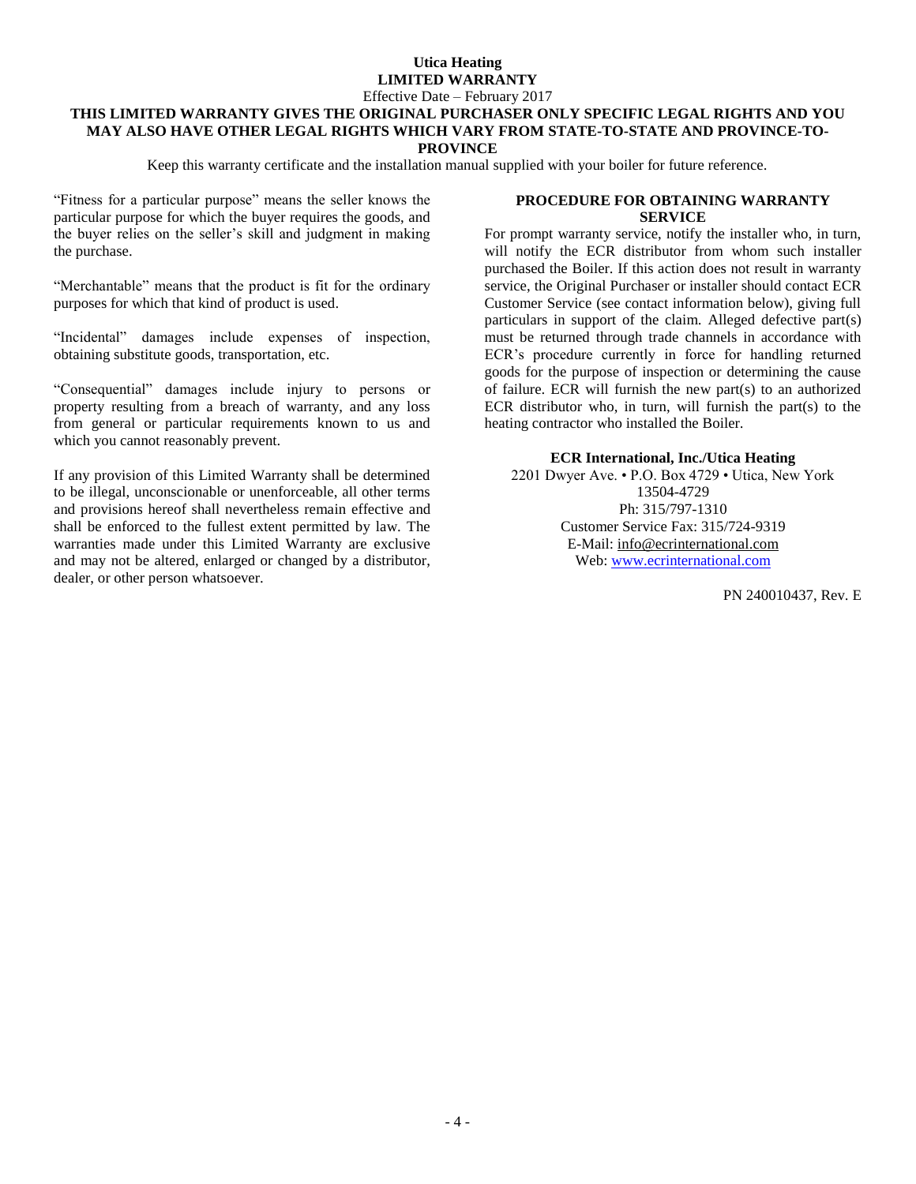**Utica Heating**
**LIMITED WARRANTY**
Effective Date – February 2017

**THIS LIMITED WARRANTY GIVES THE ORIGINAL PURCHASER ONLY SPECIFIC LEGAL RIGHTS AND YOU MAY ALSO HAVE OTHER LEGAL RIGHTS WHICH VARY FROM STATE-TO-STATE AND PROVINCE-TO-PROVINCE**

Keep this warranty certificate and the installation manual supplied with your boiler for future reference.

"Fitness for a particular purpose" means the seller knows the particular purpose for which the buyer requires the goods, and the buyer relies on the seller's skill and judgment in making the purchase.

"Merchantable" means that the product is fit for the ordinary purposes for which that kind of product is used.

"Incidental" damages include expenses of inspection, obtaining substitute goods, transportation, etc.

"Consequential" damages include injury to persons or property resulting from a breach of warranty, and any loss from general or particular requirements known to us and which you cannot reasonably prevent.

If any provision of this Limited Warranty shall be determined to be illegal, unconscionable or unenforceable, all other terms and provisions hereof shall nevertheless remain effective and shall be enforced to the fullest extent permitted by law. The warranties made under this Limited Warranty are exclusive and may not be altered, enlarged or changed by a distributor, dealer, or other person whatsoever.

**PROCEDURE FOR OBTAINING WARRANTY SERVICE**

For prompt warranty service, notify the installer who, in turn, will notify the ECR distributor from whom such installer purchased the Boiler. If this action does not result in warranty service, the Original Purchaser or installer should contact ECR Customer Service (see contact information below), giving full particulars in support of the claim. Alleged defective part(s) must be returned through trade channels in accordance with ECR's procedure currently in force for handling returned goods for the purpose of inspection or determining the cause of failure. ECR will furnish the new part(s) to an authorized ECR distributor who, in turn, will furnish the part(s) to the heating contractor who installed the Boiler.

**ECR International, Inc./Utica Heating**
2201 Dwyer Ave. • P.O. Box 4729 • Utica, New York 13504-4729
Ph: 315/797-1310
Customer Service Fax: 315/724-9319
E-Mail: info@ecrinternational.com
Web: www.ecrinternational.com

PN 240010437, Rev. E